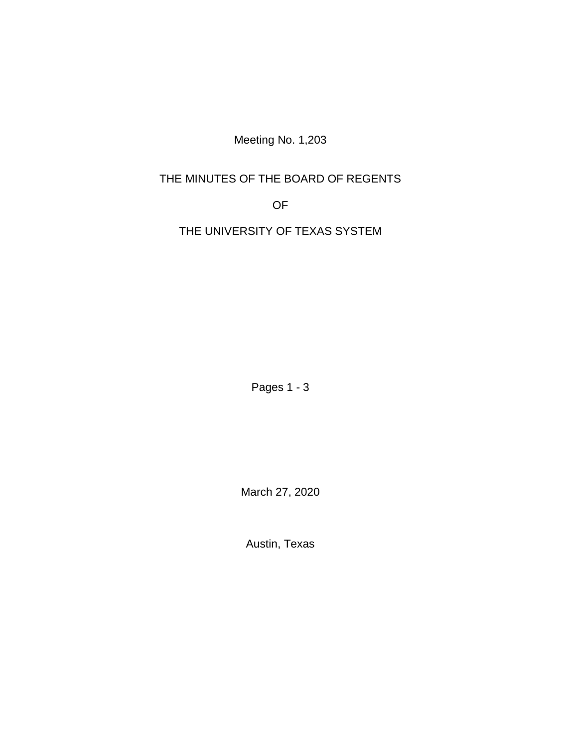Meeting No. 1,203

# THE MINUTES OF THE BOARD OF REGENTS

# OF

# THE UNIVERSITY OF TEXAS SYSTEM

Pages 1 - 3

March 27, 2020

Austin, Texas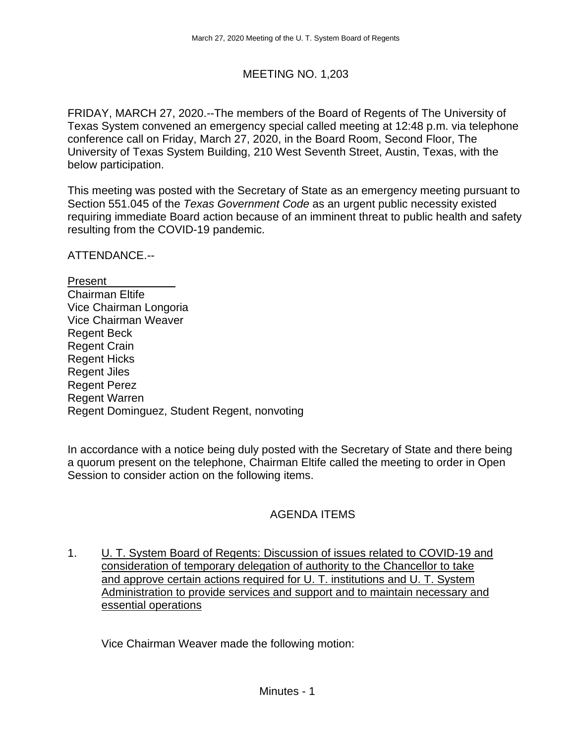# MEETING NO. 1,203

FRIDAY, MARCH 27, 2020.--The members of the Board of Regents of The University of Texas System convened an emergency special called meeting at 12:48 p.m. via telephone conference call on Friday, March 27, 2020, in the Board Room, Second Floor, The University of Texas System Building, 210 West Seventh Street, Austin, Texas, with the below participation.

This meeting was posted with the Secretary of State as an emergency meeting pursuant to Section 551.045 of the *Texas Government Code* as an urgent public necessity existed requiring immediate Board action because of an imminent threat to public health and safety resulting from the COVID-19 pandemic.

ATTENDANCE.--

<u>Present</u>

Chairman Eltife
Vice Chairman Longoria
Vice Chairman Weaver
Regent Beck
Regent Crain
Regent Hicks
Regent Jiles
Regent Perez
Regent Warren
Regent Dominguez, Student Regent, nonvoting

In accordance with a notice being duly posted with the Secretary of State and there being a quorum present on the telephone, Chairman Eltife called the meeting to order in Open Session to consider action on the following items.

## AGENDA ITEMS

1. <u>U. T. System Board of Regents: Discussion of issues related to COVID-19 and consideration of temporary delegation of authority to the Chancellor to take and approve certain actions required for U. T. institutions and U. T. System Administration to provide services and support and to maintain necessary and essential operations</u>

   Vice Chairman Weaver made the following motion: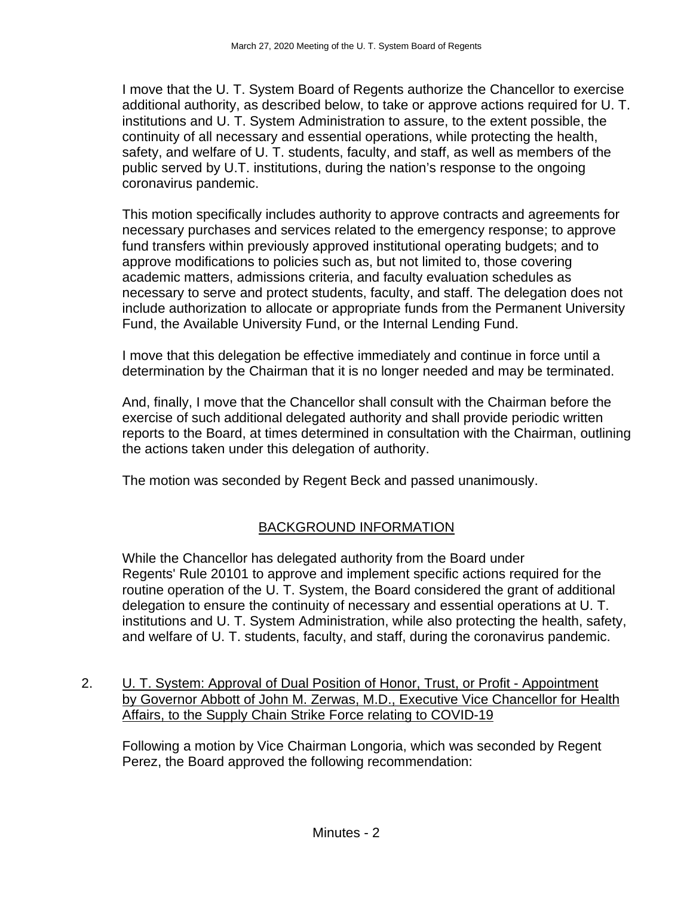I move that the U. T. System Board of Regents authorize the Chancellor to exercise additional authority, as described below, to take or approve actions required for U. T. institutions and U. T. System Administration to assure, to the extent possible, the continuity of all necessary and essential operations, while protecting the health, safety, and welfare of U. T. students, faculty, and staff, as well as members of the public served by U.T. institutions, during the nation's response to the ongoing coronavirus pandemic.

This motion specifically includes authority to approve contracts and agreements for necessary purchases and services related to the emergency response; to approve fund transfers within previously approved institutional operating budgets; and to approve modifications to policies such as, but not limited to, those covering academic matters, admissions criteria, and faculty evaluation schedules as necessary to serve and protect students, faculty, and staff. The delegation does not include authorization to allocate or appropriate funds from the Permanent University Fund, the Available University Fund, or the Internal Lending Fund.

I move that this delegation be effective immediately and continue in force until a determination by the Chairman that it is no longer needed and may be terminated.

And, finally, I move that the Chancellor shall consult with the Chairman before the exercise of such additional delegated authority and shall provide periodic written reports to the Board, at times determined in consultation with the Chairman, outlining the actions taken under this delegation of authority.

The motion was seconded by Regent Beck and passed unanimously.

## BACKGROUND INFORMATION

While the Chancellor has delegated authority from the Board under Regents' Rule 20101 to approve and implement specific actions required for the routine operation of the U. T. System, the Board considered the grant of additional delegation to ensure the continuity of necessary and essential operations at U. T. institutions and U. T. System Administration, while also protecting the health, safety, and welfare of U. T. students, faculty, and staff, during the coronavirus pandemic.

2. U. T. System: Approval of Dual Position of Honor, Trust, or Profit - Appointment by Governor Abbott of John M. Zerwas, M.D., Executive Vice Chancellor for Health Affairs, to the Supply Chain Strike Force relating to COVID-19

Following a motion by Vice Chairman Longoria, which was seconded by Regent Perez, the Board approved the following recommendation: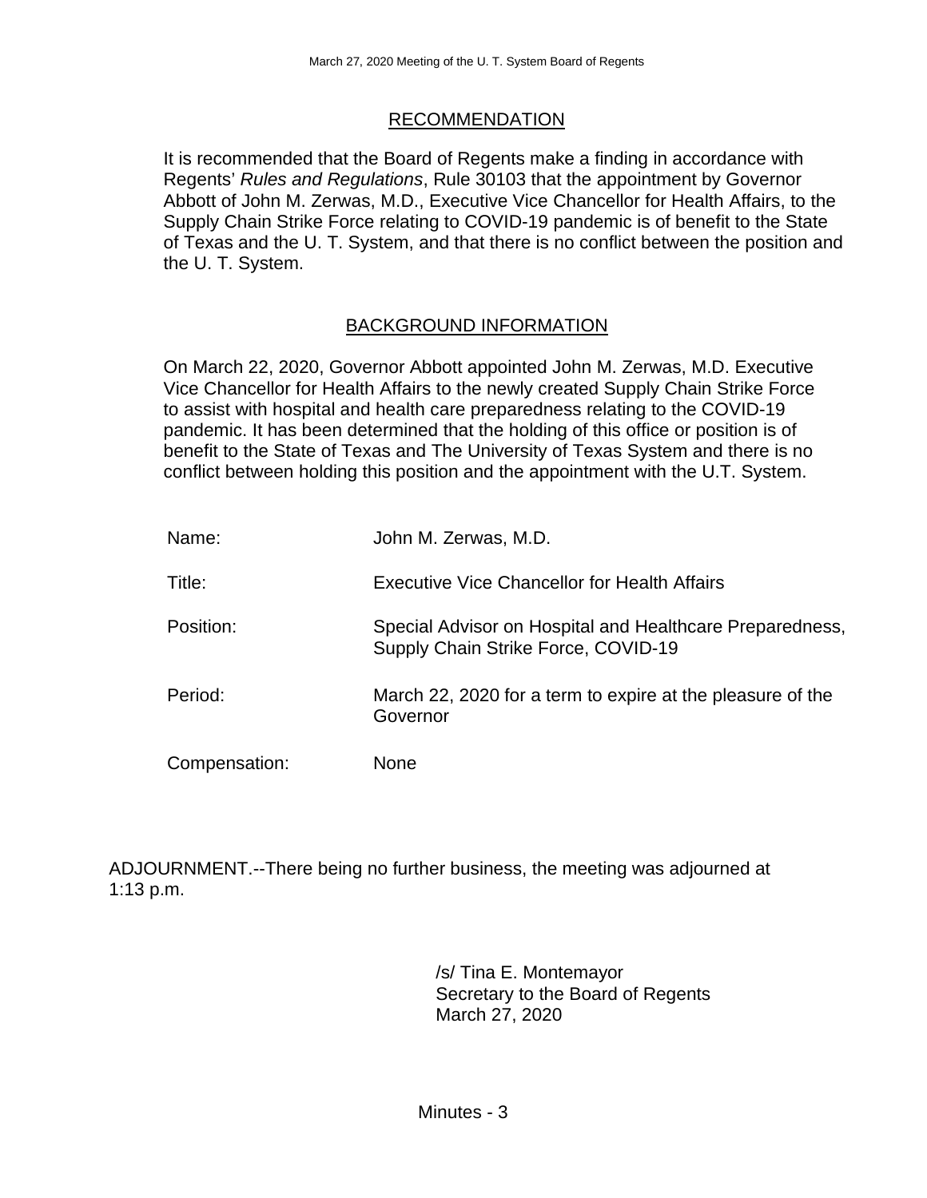## RECOMMENDATION

It is recommended that the Board of Regents make a finding in accordance with Regents' *Rules and Regulations*, Rule 30103 that the appointment by Governor Abbott of John M. Zerwas, M.D., Executive Vice Chancellor for Health Affairs, to the Supply Chain Strike Force relating to COVID-19 pandemic is of benefit to the State of Texas and the U. T. System, and that there is no conflict between the position and the U. T. System.

## BACKGROUND INFORMATION

On March 22, 2020, Governor Abbott appointed John M. Zerwas, M.D. Executive Vice Chancellor for Health Affairs to the newly created Supply Chain Strike Force to assist with hospital and health care preparedness relating to the COVID-19 pandemic. It has been determined that the holding of this office or position is of benefit to the State of Texas and The University of Texas System and there is no conflict between holding this position and the appointment with the U.T. System.

| | |
|---|---|
| Name: | John M. Zerwas, M.D. |
| Title: | Executive Vice Chancellor for Health Affairs |
| Position: | Special Advisor on Hospital and Healthcare Preparedness, Supply Chain Strike Force, COVID-19 |
| Period: | March 22, 2020 for a term to expire at the pleasure of the Governor |
| Compensation: | None |

ADJOURNMENT.--There being no further business, the meeting was adjourned at 1:13 p.m.

/s/ Tina E. Montemayor
Secretary to the Board of Regents
March 27, 2020